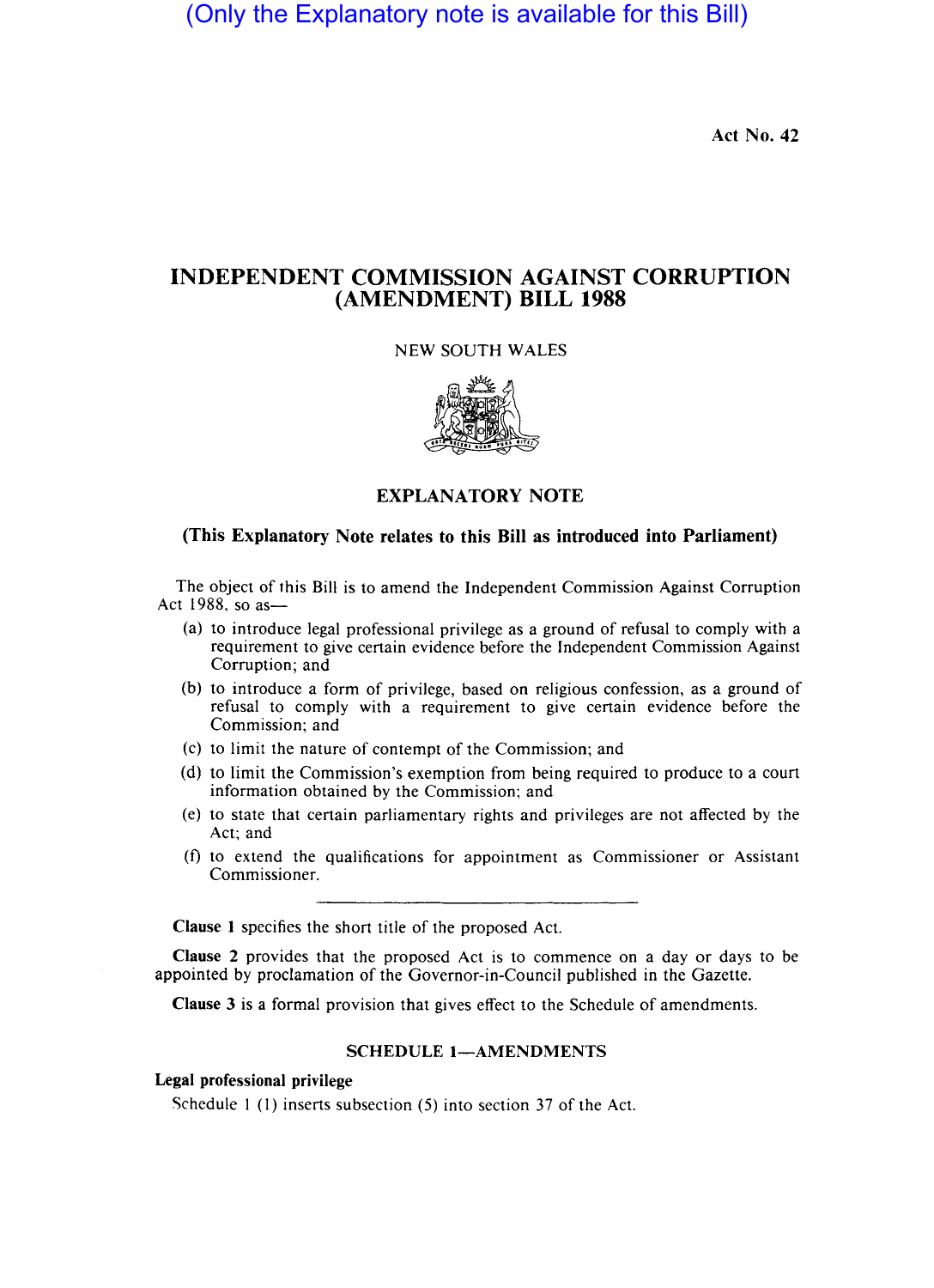(Only the Explanatory note is available for this Bill)

Act No. 42

# INDEPENDENT COMMISSION AGAINST CORRUPTION (AMENDMENT) BILL 1988

NEW SOUTH WALES

## EXPLANATORY NOTE

### (This Explanatory Note relates to this Bill as introduced into Parliament)

The object of this Bill is to amend the Independent Commission Against Corruption Act 1988, so as—

(a) to introduce legal professional privilege as a ground of refusal to comply with a requirement to give certain evidence before the Independent Commission Against Corruption; and

(b) to introduce a form of privilege, based on religious confession, as a ground of refusal to comply with a requirement to give certain evidence before the Commission; and

(c) to limit the nature of contempt of the Commission; and

(d) to limit the Commission's exemption from being required to produce to a court information obtained by the Commission; and

(e) to state that certain parliamentary rights and privileges are not affected by the Act; and

(f) to extend the qualifications for appointment as Commissioner or Assistant Commissioner.

---

**Clause 1** specifies the short title of the proposed Act.

**Clause 2** provides that the proposed Act is to commence on a day or days to be appointed by proclamation of the Governor-in-Council published in the Gazette.

**Clause 3** is a formal provision that gives effect to the Schedule of amendments.

### SCHEDULE 1—AMENDMENTS

**Legal professional privilege**

Schedule 1 (1) inserts subsection (5) into section 37 of the Act.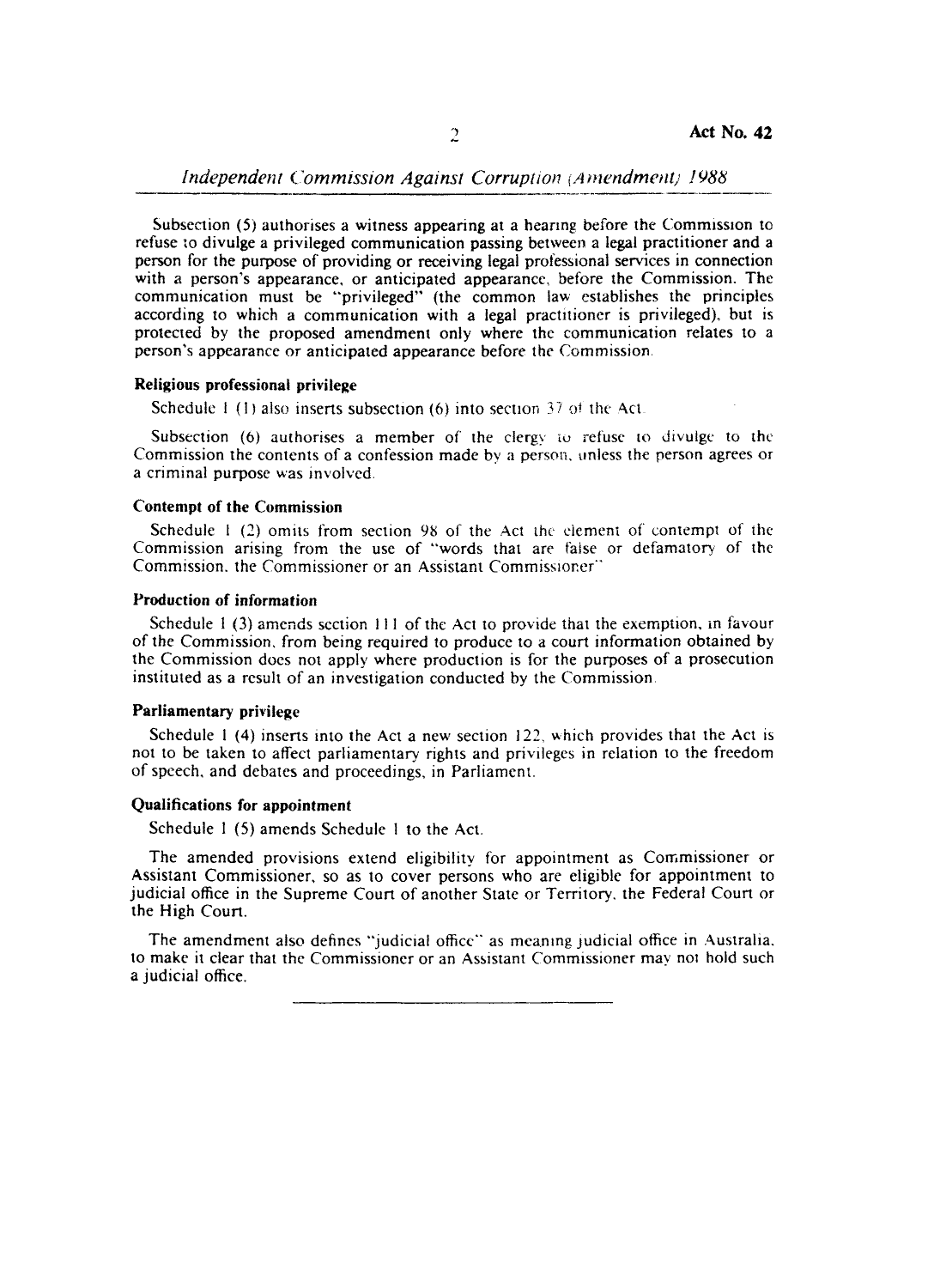Subsection (5) authorises a witness appearing at a hearing before the Commission to refuse to divulge a privileged communication passing between a legal practitioner and a person for the purpose of providing or receiving legal professional services in connection with a person's appearance, or anticipated appearance, before the Commission. The communication must be "privileged" (the common law establishes the principles according to which a communication with a legal practitioner is privileged), but is protected by the proposed amendment only where the communication relates to a person's appearance or anticipated appearance before the Commission.

**Religious professional privilege**

Schedule 1 (1) also inserts subsection (6) into section 37 of the Act.

Subsection (6) authorises a member of the clergy to refuse to divulge to the Commission the contents of a confession made by a person, unless the person agrees or a criminal purpose was involved.

**Contempt of the Commission**

Schedule 1 (2) omits from section 98 of the Act the element of contempt of the Commission arising from the use of "words that are false or defamatory of the Commission, the Commissioner or an Assistant Commissioner".

**Production of information**

Schedule 1 (3) amends section 111 of the Act to provide that the exemption, in favour of the Commission, from being required to produce to a court information obtained by the Commission does not apply where production is for the purposes of a prosecution instituted as a result of an investigation conducted by the Commission.

**Parliamentary privilege**

Schedule 1 (4) inserts into the Act a new section 122, which provides that the Act is not to be taken to affect parliamentary rights and privileges in relation to the freedom of speech, and debates and proceedings, in Parliament.

**Qualifications for appointment**

Schedule 1 (5) amends Schedule 1 to the Act.

The amended provisions extend eligibility for appointment as Commissioner or Assistant Commissioner, so as to cover persons who are eligible for appointment to judicial office in the Supreme Court of another State or Territory, the Federal Court or the High Court.

The amendment also defines "judicial office" as meaning judicial office in Australia, to make it clear that the Commissioner or an Assistant Commissioner may not hold such a judicial office.